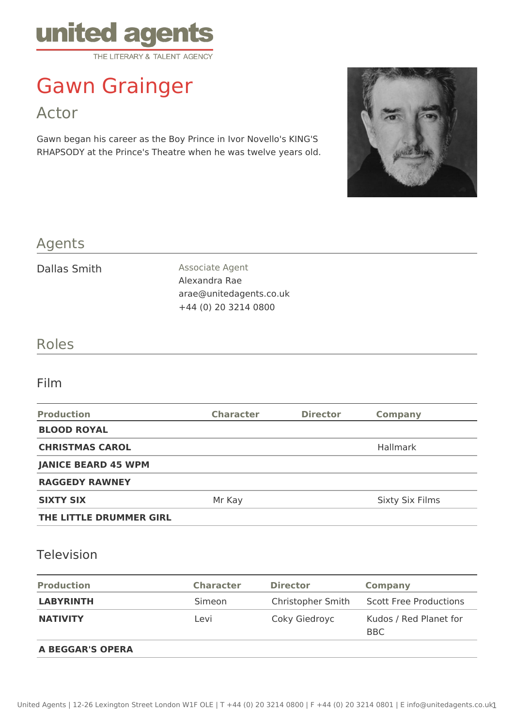united agents
THE LITERARY & TALENT AGENCY

# Gawn Grainger

## Actor

Gawn began his career as the Boy Prince in Ivor Novello's KING'S RHAPSODY at the Prince's Theatre when he was twelve years old.

## Agents

Dallas Smith

Associate Agent
Alexandra Rae
arae@unitedagents.co.uk
+44 (0) 20 3214 0800

## Roles

### Film

| Production | Character | Director | Company |
|---|---|---|---|
| **BLOOD ROYAL** | | | |
| **CHRISTMAS CAROL** | | | Hallmark |
| **JANICE BEARD 45 WPM** | | | |
| **RAGGEDY RAWNEY** | | | |
| **SIXTY SIX** | Mr Kay | | Sixty Six Films |
| **THE LITTLE DRUMMER GIRL** | | | |

### Television

| Production | Character | Director | Company |
|---|---|---|---|
| **LABYRINTH** | Simeon | Christopher Smith | Scott Free Productions |
| **NATIVITY** | Levi | Coky Giedroyc | Kudos / Red Planet for BBC |
| **A BEGGAR'S OPERA** | | | |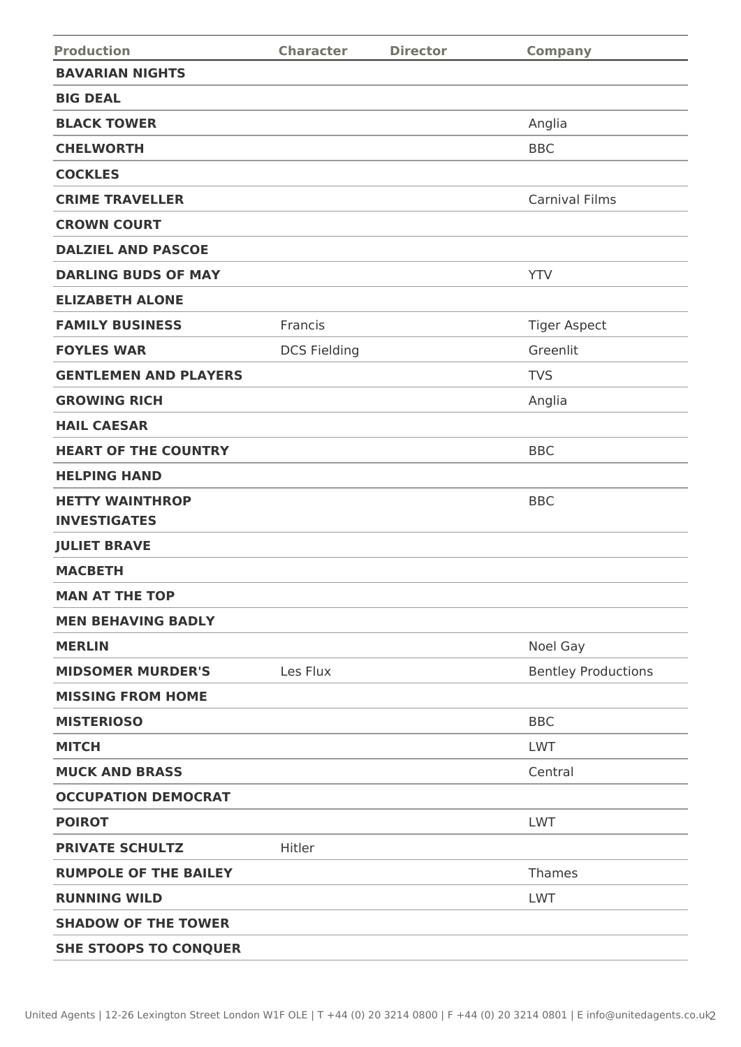| Production | Character | Director | Company |
| --- | --- | --- | --- |
| **BAVARIAN NIGHTS** | | | |
| **BIG DEAL** | | | |
| **BLACK TOWER** | | | Anglia |
| **CHELWORTH** | | | BBC |
| **COCKLES** | | | |
| **CRIME TRAVELLER** | | | Carnival Films |
| **CROWN COURT** | | | |
| **DALZIEL AND PASCOE** | | | |
| **DARLING BUDS OF MAY** | | | YTV |
| **ELIZABETH ALONE** | | | |
| **FAMILY BUSINESS** | Francis | | Tiger Aspect |
| **FOYLES WAR** | DCS Fielding | | Greenlit |
| **GENTLEMEN AND PLAYERS** | | | TVS |
| **GROWING RICH** | | | Anglia |
| **HAIL CAESAR** | | | |
| **HEART OF THE COUNTRY** | | | BBC |
| **HELPING HAND** | | | |
| **HETTY WAINTHROP INVESTIGATES** | | | BBC |
| **JULIET BRAVE** | | | |
| **MACBETH** | | | |
| **MAN AT THE TOP** | | | |
| **MEN BEHAVING BADLY** | | | |
| **MERLIN** | | | Noel Gay |
| **MIDSOMER MURDER'S** | Les Flux | | Bentley Productions |
| **MISSING FROM HOME** | | | |
| **MISTERIOSO** | | | BBC |
| **MITCH** | | | LWT |
| **MUCK AND BRASS** | | | Central |
| **OCCUPATION DEMOCRAT** | | | |
| **POIROT** | | | LWT |
| **PRIVATE SCHULTZ** | Hitler | | |
| **RUMPOLE OF THE BAILEY** | | | Thames |
| **RUNNING WILD** | | | LWT |
| **SHADOW OF THE TOWER** | | | |
| **SHE STOOPS TO CONQUER** | | | |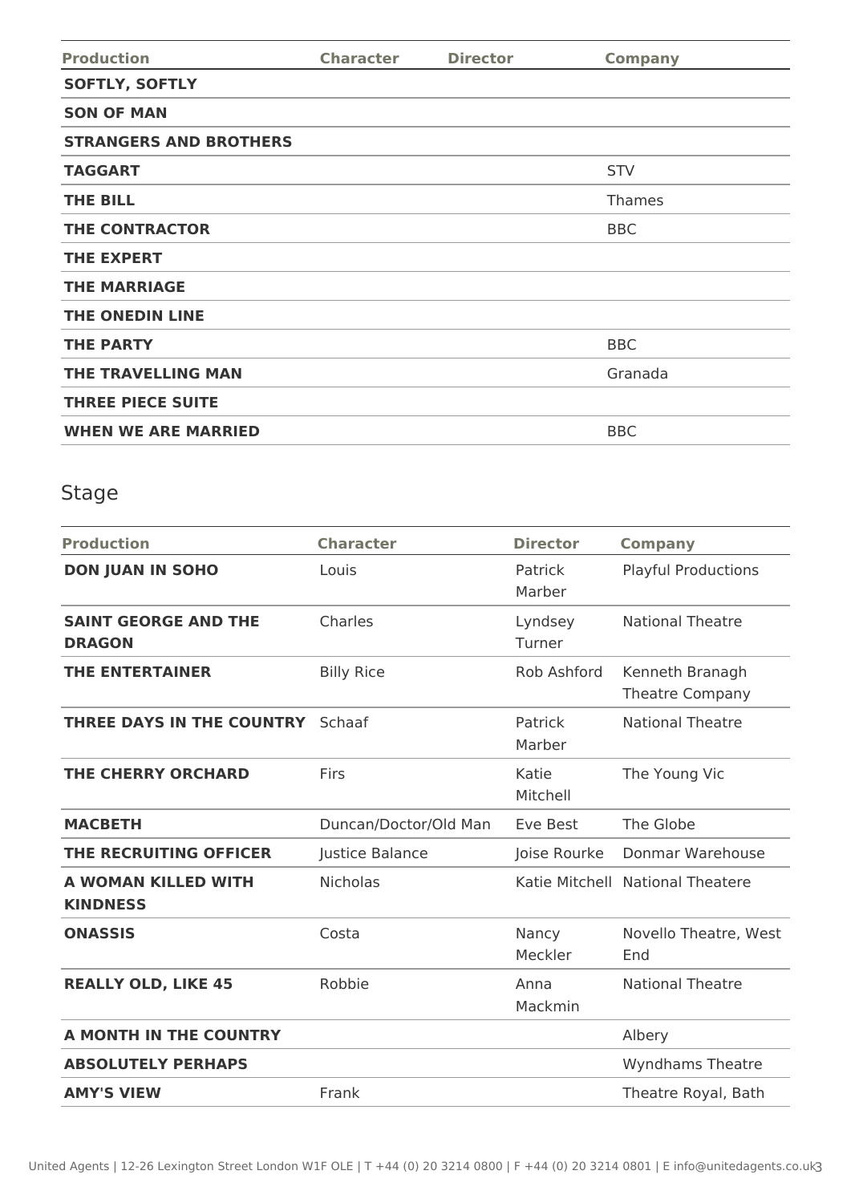| Production | Character | Director | Company |
|---|---|---|---|
| **SOFTLY, SOFTLY** | | | |
| **SON OF MAN** | | | |
| **STRANGERS AND BROTHERS** | | | |
| **TAGGART** | | | STV |
| **THE BILL** | | | Thames |
| **THE CONTRACTOR** | | | BBC |
| **THE EXPERT** | | | |
| **THE MARRIAGE** | | | |
| **THE ONEDIN LINE** | | | |
| **THE PARTY** | | | BBC |
| **THE TRAVELLING MAN** | | | Granada |
| **THREE PIECE SUITE** | | | |
| **WHEN WE ARE MARRIED** | | | BBC |

## Stage

| Production | Character | Director | Company |
|---|---|---|---|
| **DON JUAN IN SOHO** | Louis | Patrick Marber | Playful Productions |
| **SAINT GEORGE AND THE DRAGON** | Charles | Lyndsey Turner | National Theatre |
| **THE ENTERTAINER** | Billy Rice | Rob Ashford | Kenneth Branagh Theatre Company |
| **THREE DAYS IN THE COUNTRY** | Schaaf | Patrick Marber | National Theatre |
| **THE CHERRY ORCHARD** | Firs | Katie Mitchell | The Young Vic |
| **MACBETH** | Duncan/Doctor/Old Man | Eve Best | The Globe |
| **THE RECRUITING OFFICER** | Justice Balance | Joise Rourke | Donmar Warehouse |
| **A WOMAN KILLED WITH KINDNESS** | Nicholas | Katie Mitchell | National Theatere |
| **ONASSIS** | Costa | Nancy Meckler | Novello Theatre, West End |
| **REALLY OLD, LIKE 45** | Robbie | Anna Mackmin | National Theatre |
| **A MONTH IN THE COUNTRY** | | | Albery |
| **ABSOLUTELY PERHAPS** | | | Wyndhams Theatre |
| **AMY'S VIEW** | Frank | | Theatre Royal, Bath |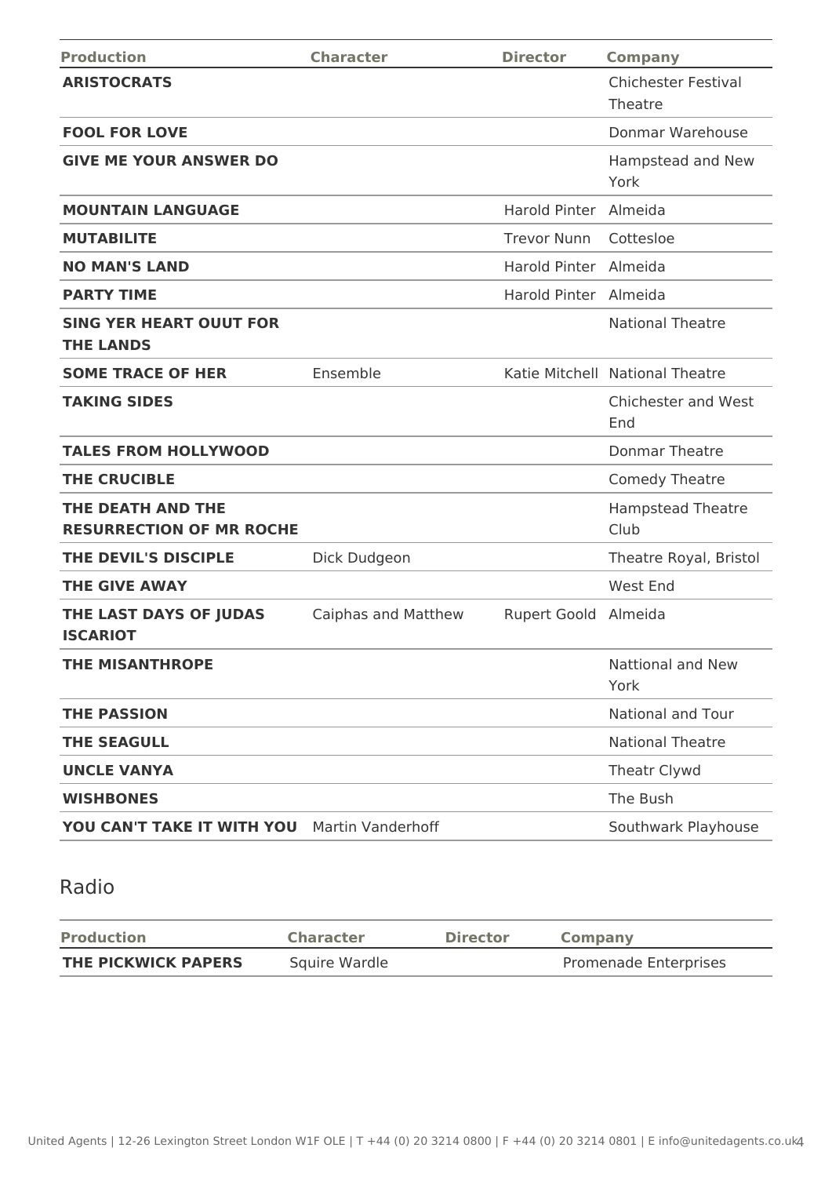| Production | Character | Director | Company |
|---|---|---|---|
| **ARISTOCRATS** | | | Chichester Festival Theatre |
| **FOOL FOR LOVE** | | | Donmar Warehouse |
| **GIVE ME YOUR ANSWER DO** | | | Hampstead and New York |
| **MOUNTAIN LANGUAGE** | | Harold Pinter | Almeida |
| **MUTABILITE** | | Trevor Nunn | Cottesloe |
| **NO MAN'S LAND** | | Harold Pinter | Almeida |
| **PARTY TIME** | | Harold Pinter | Almeida |
| **SING YER HEART OUUT FOR THE LANDS** | | | National Theatre |
| **SOME TRACE OF HER** | Ensemble | Katie Mitchell | National Theatre |
| **TAKING SIDES** | | | Chichester and West End |
| **TALES FROM HOLLYWOOD** | | | Donmar Theatre |
| **THE CRUCIBLE** | | | Comedy Theatre |
| **THE DEATH AND THE RESURRECTION OF MR ROCHE** | | | Hampstead Theatre Club |
| **THE DEVIL'S DISCIPLE** | Dick Dudgeon | | Theatre Royal, Bristol |
| **THE GIVE AWAY** | | | West End |
| **THE LAST DAYS OF JUDAS ISCARIOT** | Caiphas and Matthew | Rupert Goold | Almeida |
| **THE MISANTHROPE** | | | Nattional and New York |
| **THE PASSION** | | | National and Tour |
| **THE SEAGULL** | | | National Theatre |
| **UNCLE VANYA** | | | Theatr Clywd |
| **WISHBONES** | | | The Bush |
| **YOU CAN'T TAKE IT WITH YOU** | Martin Vanderhoff | | Southwark Playhouse |

## Radio

| Production | Character | Director | Company |
|---|---|---|---|
| **THE PICKWICK PAPERS** | Squire Wardle | | Promenade Enterprises |

United Agents | 12-26 Lexington Street London W1F OLE | T +44 (0) 20 3214 0800 | F +44 (0) 20 3214 0801 | E info@unitedagents.co.uk